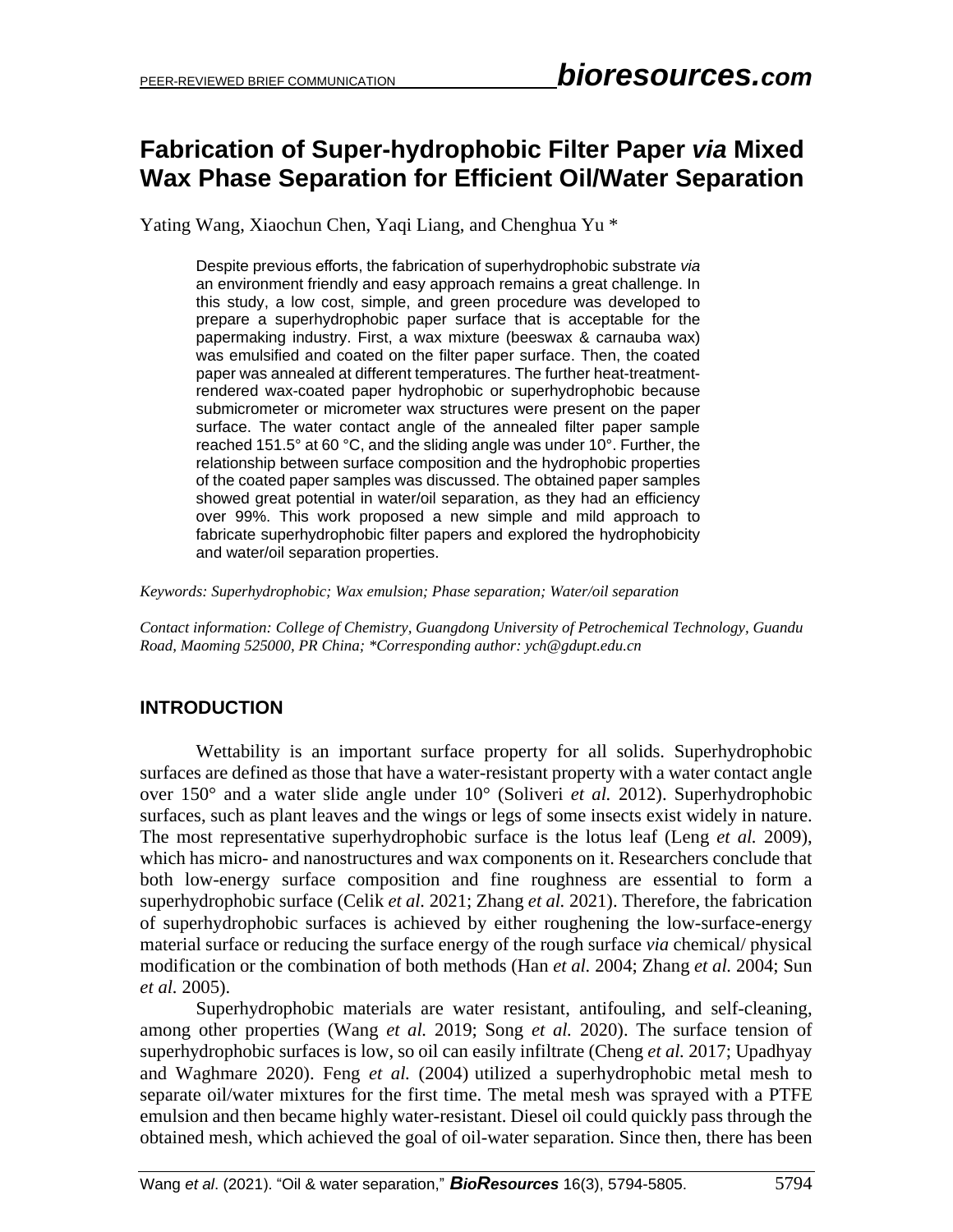# Fabrication of Super-hydrophobic Filter Paper *via* Mixed Wax Phase Separation for Efficient Oil/Water Separation

Yating Wang, Xiaochun Chen, Yaqi Liang, and Chenghua Yu *

Despite previous efforts, the fabrication of superhydrophobic substrate *via* an environment friendly and easy approach remains a great challenge. In this study, a low cost, simple, and green procedure was developed to prepare a superhydrophobic paper surface that is acceptable for the papermaking industry. First, a wax mixture (beeswax & carnauba wax) was emulsified and coated on the filter paper surface. Then, the coated paper was annealed at different temperatures. The further heat-treatment-rendered wax-coated paper hydrophobic or superhydrophobic because submicrometer or micrometer wax structures were present on the paper surface. The water contact angle of the annealed filter paper sample reached 151.5° at 60 °C, and the sliding angle was under 10°. Further, the relationship between surface composition and the hydrophobic properties of the coated paper samples was discussed. The obtained paper samples showed great potential in water/oil separation, as they had an efficiency over 99%. This work proposed a new simple and mild approach to fabricate superhydrophobic filter papers and explored the hydrophobicity and water/oil separation properties.

*Keywords: Superhydrophobic; Wax emulsion; Phase separation; Water/oil separation*

*Contact information: College of Chemistry, Guangdong University of Petrochemical Technology, Guandu Road, Maoming 525000, PR China; *Corresponding author: ych@gdupt.edu.cn*

## INTRODUCTION

Wettability is an important surface property for all solids. Superhydrophobic surfaces are defined as those that have a water-resistant property with a water contact angle over 150° and a water slide angle under 10° (Soliveri *et al.* 2012). Superhydrophobic surfaces, such as plant leaves and the wings or legs of some insects exist widely in nature. The most representative superhydrophobic surface is the lotus leaf (Leng *et al.* 2009), which has micro- and nanostructures and wax components on it. Researchers conclude that both low-energy surface composition and fine roughness are essential to form a superhydrophobic surface (Celik *et al.* 2021; Zhang *et al.* 2021). Therefore, the fabrication of superhydrophobic surfaces is achieved by either roughening the low-surface-energy material surface or reducing the surface energy of the rough surface *via* chemical/ physical modification or the combination of both methods (Han *et al.* 2004; Zhang *et al.* 2004; Sun *et al.* 2005).

Superhydrophobic materials are water resistant, antifouling, and self-cleaning, among other properties (Wang *et al.* 2019; Song *et al.* 2020). The surface tension of superhydrophobic surfaces is low, so oil can easily infiltrate (Cheng *et al.* 2017; Upadhyay and Waghmare 2020). Feng *et al.* (2004) utilized a superhydrophobic metal mesh to separate oil/water mixtures for the first time. The metal mesh was sprayed with a PTFE emulsion and then became highly water-resistant. Diesel oil could quickly pass through the obtained mesh, which achieved the goal of oil-water separation. Since then, there has been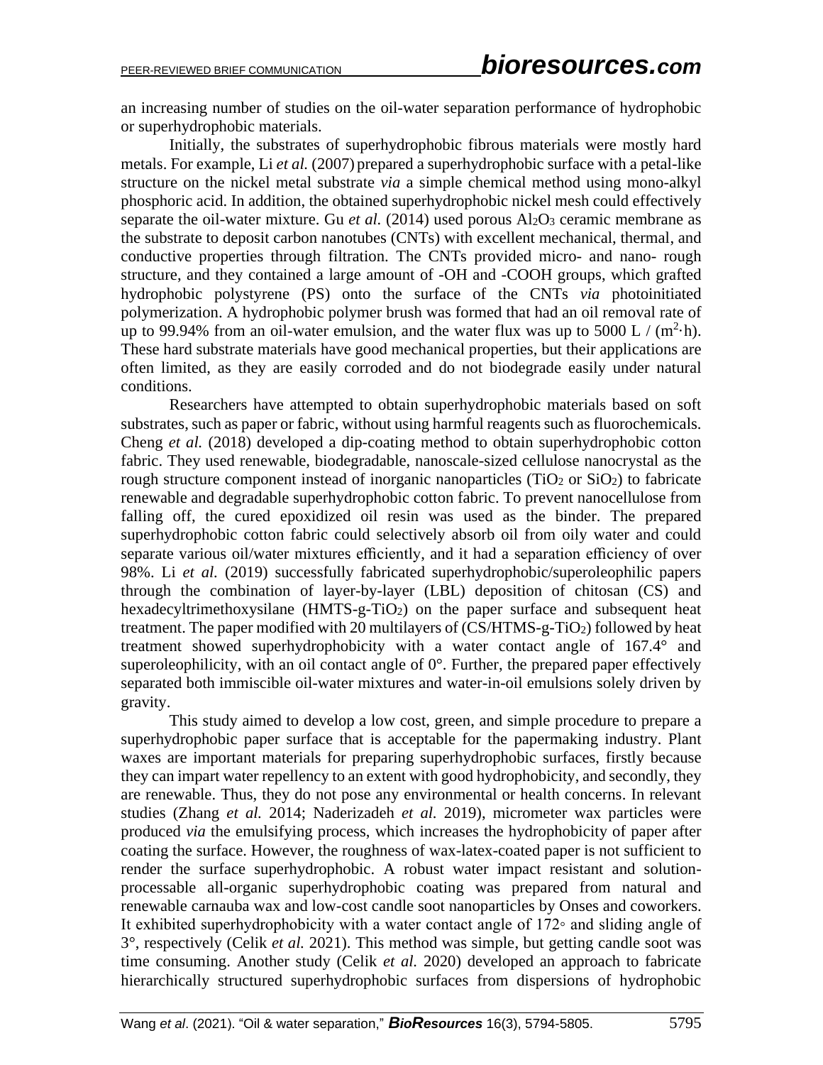an increasing number of studies on the oil-water separation performance of hydrophobic or superhydrophobic materials.

Initially, the substrates of superhydrophobic fibrous materials were mostly hard metals. For example, Li *et al.* (2007) prepared a superhydrophobic surface with a petal-like structure on the nickel metal substrate *via* a simple chemical method using mono-alkyl phosphoric acid. In addition, the obtained superhydrophobic nickel mesh could effectively separate the oil-water mixture. Gu *et al.* (2014) used porous $Al_2O_3$ ceramic membrane as the substrate to deposit carbon nanotubes (CNTs) with excellent mechanical, thermal, and conductive properties through filtration. The CNTs provided micro- and nano- rough structure, and they contained a large amount of -OH and -COOH groups, which grafted hydrophobic polystyrene (PS) onto the surface of the CNTs *via* photoinitiated polymerization. A hydrophobic polymer brush was formed that had an oil removal rate of up to 99.94% from an oil-water emulsion, and the water flux was up to 5000 L / ($m^2$·h). These hard substrate materials have good mechanical properties, but their applications are often limited, as they are easily corroded and do not biodegrade easily under natural conditions.

Researchers have attempted to obtain superhydrophobic materials based on soft substrates, such as paper or fabric, without using harmful reagents such as fluorochemicals. Cheng *et al.* (2018) developed a dip-coating method to obtain superhydrophobic cotton fabric. They used renewable, biodegradable, nanoscale-sized cellulose nanocrystal as the rough structure component instead of inorganic nanoparticles ($TiO_2$ or $SiO_2$) to fabricate renewable and degradable superhydrophobic cotton fabric. To prevent nanocellulose from falling off, the cured epoxidized oil resin was used as the binder. The prepared superhydrophobic cotton fabric could selectively absorb oil from oily water and could separate various oil/water mixtures efficiently, and it had a separation efficiency of over 98%. Li *et al.* (2019) successfully fabricated superhydrophobic/superoleophilic papers through the combination of layer-by-layer (LBL) deposition of chitosan (CS) and hexadecyltrimethoxysilane (HMTS-g-$TiO_2$) on the paper surface and subsequent heat treatment. The paper modified with 20 multilayers of (CS/HTMS-g-$TiO_2$) followed by heat treatment showed superhydrophobicity with a water contact angle of 167.4° and superoleophilicity, with an oil contact angle of 0°. Further, the prepared paper effectively separated both immiscible oil-water mixtures and water-in-oil emulsions solely driven by gravity.

This study aimed to develop a low cost, green, and simple procedure to prepare a superhydrophobic paper surface that is acceptable for the papermaking industry. Plant waxes are important materials for preparing superhydrophobic surfaces, firstly because they can impart water repellency to an extent with good hydrophobicity, and secondly, they are renewable. Thus, they do not pose any environmental or health concerns. In relevant studies (Zhang *et al.* 2014; Naderizadeh *et al.* 2019), micrometer wax particles were produced *via* the emulsifying process, which increases the hydrophobicity of paper after coating the surface. However, the roughness of wax-latex-coated paper is not sufficient to render the surface superhydrophobic. A robust water impact resistant and solution-processable all-organic superhydrophobic coating was prepared from natural and renewable carnauba wax and low-cost candle soot nanoparticles by Onses and coworkers. It exhibited superhydrophobicity with a water contact angle of 172◦ and sliding angle of 3°, respectively (Celik *et al.* 2021). This method was simple, but getting candle soot was time consuming. Another study (Celik *et al.* 2020) developed an approach to fabricate hierarchically structured superhydrophobic surfaces from dispersions of hydrophobic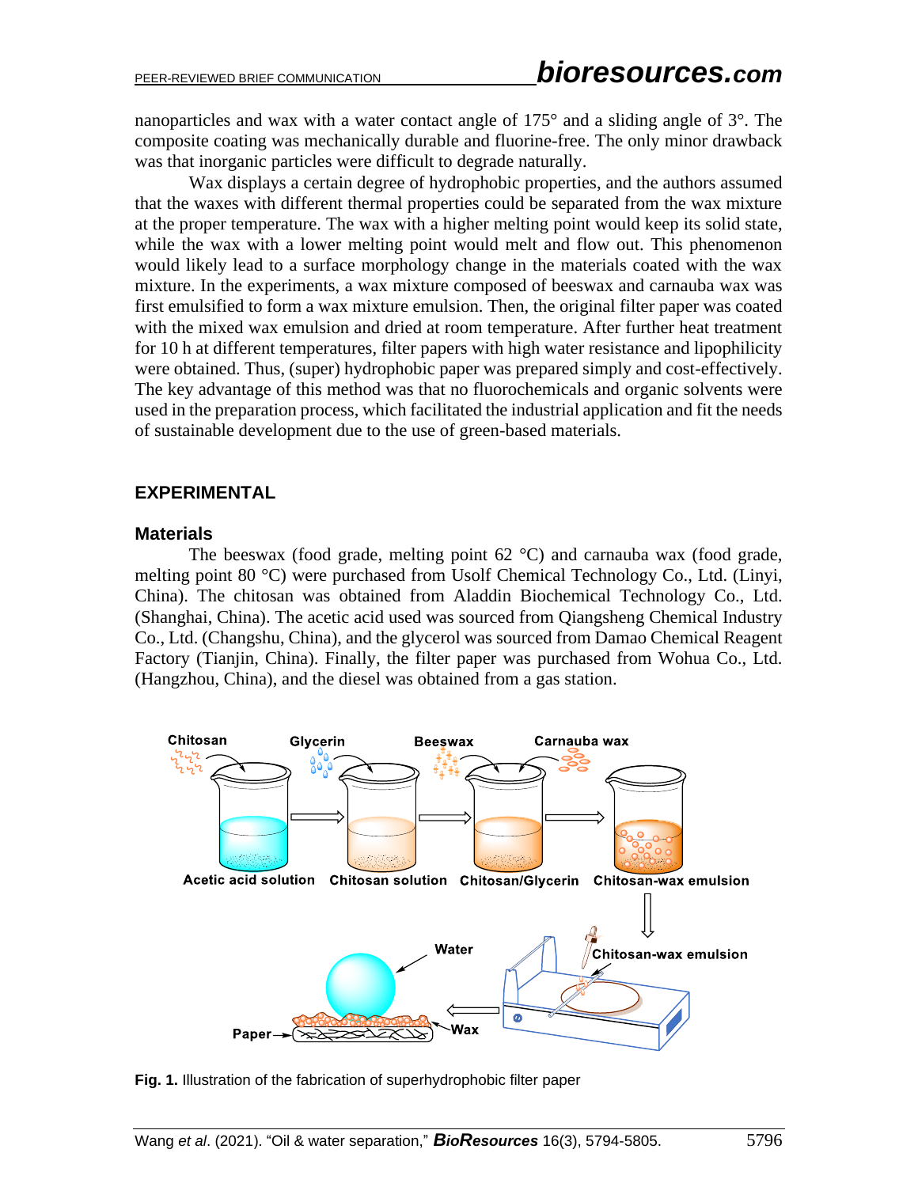nanoparticles and wax with a water contact angle of 175° and a sliding angle of 3°. The composite coating was mechanically durable and fluorine-free. The only minor drawback was that inorganic particles were difficult to degrade naturally.

Wax displays a certain degree of hydrophobic properties, and the authors assumed that the waxes with different thermal properties could be separated from the wax mixture at the proper temperature. The wax with a higher melting point would keep its solid state, while the wax with a lower melting point would melt and flow out. This phenomenon would likely lead to a surface morphology change in the materials coated with the wax mixture. In the experiments, a wax mixture composed of beeswax and carnauba wax was first emulsified to form a wax mixture emulsion. Then, the original filter paper was coated with the mixed wax emulsion and dried at room temperature. After further heat treatment for 10 h at different temperatures, filter papers with high water resistance and lipophilicity were obtained. Thus, (super) hydrophobic paper was prepared simply and cost-effectively. The key advantage of this method was that no fluorochemicals and organic solvents were used in the preparation process, which facilitated the industrial application and fit the needs of sustainable development due to the use of green-based materials.

## EXPERIMENTAL

### Materials

The beeswax (food grade, melting point 62 °C) and carnauba wax (food grade, melting point 80 °C) were purchased from Usolf Chemical Technology Co., Ltd. (Linyi, China). The chitosan was obtained from Aladdin Biochemical Technology Co., Ltd. (Shanghai, China). The acetic acid used was sourced from Qiangsheng Chemical Industry Co., Ltd. (Changshu, China), and the glycerol was sourced from Damao Chemical Reagent Factory (Tianjin, China). Finally, the filter paper was purchased from Wohua Co., Ltd. (Hangzhou, China), and the diesel was obtained from a gas station.

**Fig. 1.** Illustration of the fabrication of superhydrophobic filter paper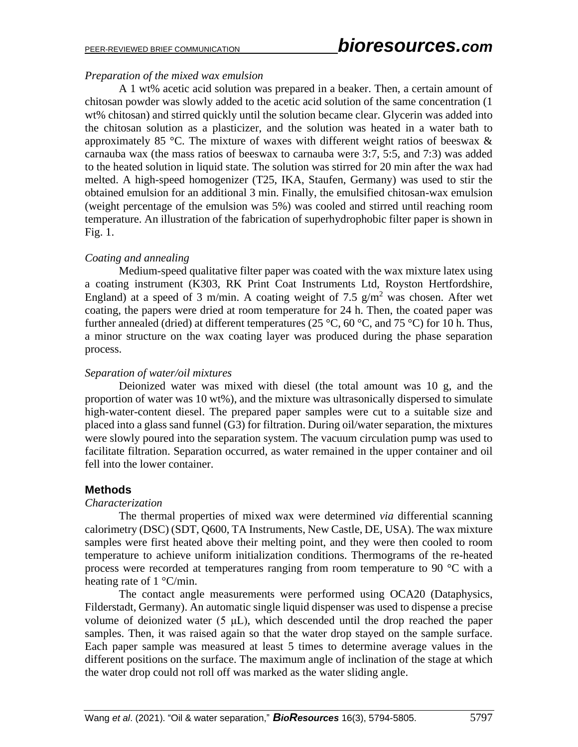*Preparation of the mixed wax emulsion*

A 1 wt% acetic acid solution was prepared in a beaker. Then, a certain amount of chitosan powder was slowly added to the acetic acid solution of the same concentration (1 wt% chitosan) and stirred quickly until the solution became clear. Glycerin was added into the chitosan solution as a plasticizer, and the solution was heated in a water bath to approximately 85 °C. The mixture of waxes with different weight ratios of beeswax & carnauba wax (the mass ratios of beeswax to carnauba were 3:7, 5:5, and 7:3) was added to the heated solution in liquid state. The solution was stirred for 20 min after the wax had melted. A high-speed homogenizer (T25, IKA, Staufen, Germany) was used to stir the obtained emulsion for an additional 3 min. Finally, the emulsified chitosan-wax emulsion (weight percentage of the emulsion was 5%) was cooled and stirred until reaching room temperature. An illustration of the fabrication of superhydrophobic filter paper is shown in Fig. 1.

*Coating and annealing*

Medium-speed qualitative filter paper was coated with the wax mixture latex using a coating instrument (K303, RK Print Coat Instruments Ltd, Royston Hertfordshire, England) at a speed of 3 m/min. A coating weight of 7.5 g/m$^2$ was chosen. After wet coating, the papers were dried at room temperature for 24 h. Then, the coated paper was further annealed (dried) at different temperatures (25 °C, 60 °C, and 75 °C) for 10 h. Thus, a minor structure on the wax coating layer was produced during the phase separation process.

*Separation of water/oil mixtures*

Deionized water was mixed with diesel (the total amount was 10 g, and the proportion of water was 10 wt%), and the mixture was ultrasonically dispersed to simulate high-water-content diesel. The prepared paper samples were cut to a suitable size and placed into a glass sand funnel (G3) for filtration. During oil/water separation, the mixtures were slowly poured into the separation system. The vacuum circulation pump was used to facilitate filtration. Separation occurred, as water remained in the upper container and oil fell into the lower container.

## Methods

*Characterization*

The thermal properties of mixed wax were determined *via* differential scanning calorimetry (DSC) (SDT, Q600, TA Instruments, New Castle, DE, USA). The wax mixture samples were first heated above their melting point, and they were then cooled to room temperature to achieve uniform initialization conditions. Thermograms of the re-heated process were recorded at temperatures ranging from room temperature to 90 °C with a heating rate of 1 °C/min.

The contact angle measurements were performed using OCA20 (Dataphysics, Filderstadt, Germany). An automatic single liquid dispenser was used to dispense a precise volume of deionized water (5 μL), which descended until the drop reached the paper samples. Then, it was raised again so that the water drop stayed on the sample surface. Each paper sample was measured at least 5 times to determine average values in the different positions on the surface. The maximum angle of inclination of the stage at which the water drop could not roll off was marked as the water sliding angle.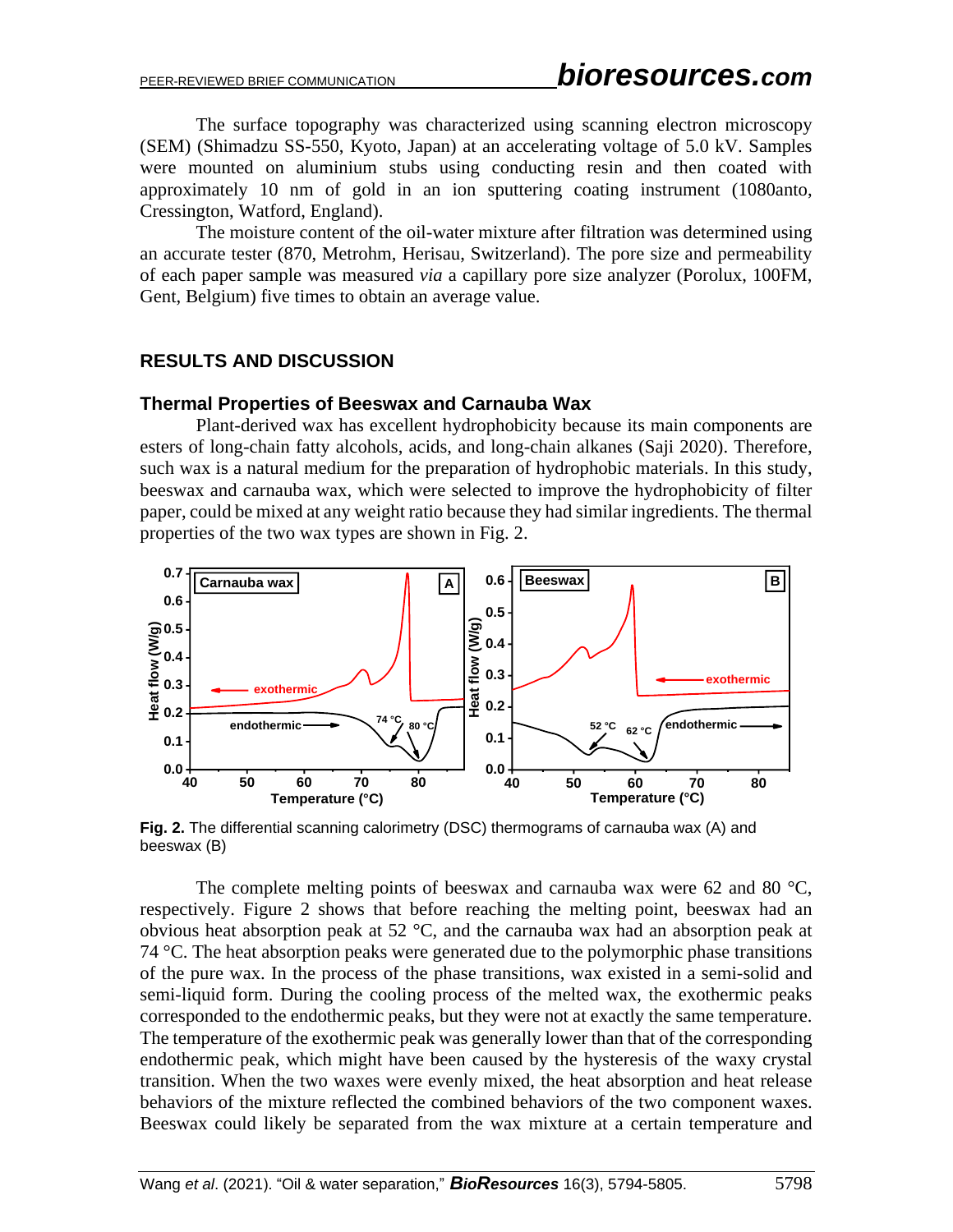The surface topography was characterized using scanning electron microscopy (SEM) (Shimadzu SS-550, Kyoto, Japan) at an accelerating voltage of 5.0 kV. Samples were mounted on aluminium stubs using conducting resin and then coated with approximately 10 nm of gold in an ion sputtering coating instrument (1080anto, Cressington, Watford, England).

The moisture content of the oil-water mixture after filtration was determined using an accurate tester (870, Metrohm, Herisau, Switzerland). The pore size and permeability of each paper sample was measured *via* a capillary pore size analyzer (Porolux, 100FM, Gent, Belgium) five times to obtain an average value.

## RESULTS AND DISCUSSION

### Thermal Properties of Beeswax and Carnauba Wax

Plant-derived wax has excellent hydrophobicity because its main components are esters of long-chain fatty alcohols, acids, and long-chain alkanes (Saji 2020). Therefore, such wax is a natural medium for the preparation of hydrophobic materials. In this study, beeswax and carnauba wax, which were selected to improve the hydrophobicity of filter paper, could be mixed at any weight ratio because they had similar ingredients. The thermal properties of the two wax types are shown in Fig. 2.

**Fig. 2.** The differential scanning calorimetry (DSC) thermograms of carnauba wax (A) and beeswax (B)

The complete melting points of beeswax and carnauba wax were 62 and 80 °C, respectively. Figure 2 shows that before reaching the melting point, beeswax had an obvious heat absorption peak at 52 °C, and the carnauba wax had an absorption peak at 74 °C. The heat absorption peaks were generated due to the polymorphic phase transitions of the pure wax. In the process of the phase transitions, wax existed in a semi-solid and semi-liquid form. During the cooling process of the melted wax, the exothermic peaks corresponded to the endothermic peaks, but they were not at exactly the same temperature. The temperature of the exothermic peak was generally lower than that of the corresponding endothermic peak, which might have been caused by the hysteresis of the waxy crystal transition. When the two waxes were evenly mixed, the heat absorption and heat release behaviors of the mixture reflected the combined behaviors of the two component waxes. Beeswax could likely be separated from the wax mixture at a certain temperature and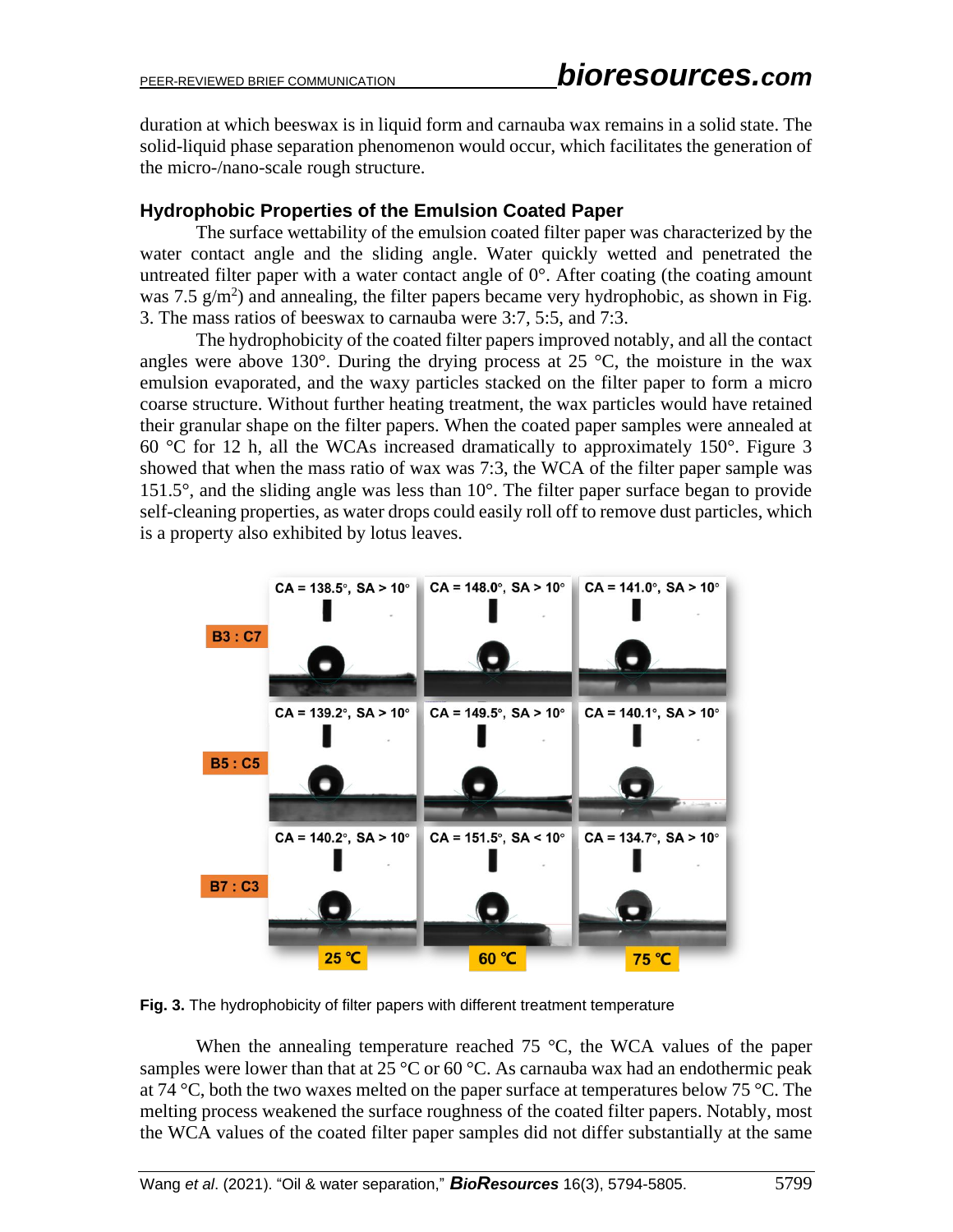duration at which beeswax is in liquid form and carnauba wax remains in a solid state. The solid-liquid phase separation phenomenon would occur, which facilitates the generation of the micro-/nano-scale rough structure.

### Hydrophobic Properties of the Emulsion Coated Paper

The surface wettability of the emulsion coated filter paper was characterized by the water contact angle and the sliding angle. Water quickly wetted and penetrated the untreated filter paper with a water contact angle of 0°. After coating (the coating amount was 7.5 g/m$^2$) and annealing, the filter papers became very hydrophobic, as shown in Fig. 3. The mass ratios of beeswax to carnauba were 3:7, 5:5, and 7:3.

The hydrophobicity of the coated filter papers improved notably, and all the contact angles were above 130°. During the drying process at 25 °C, the moisture in the wax emulsion evaporated, and the waxy particles stacked on the filter paper to form a micro coarse structure. Without further heating treatment, the wax particles would have retained their granular shape on the filter papers. When the coated paper samples were annealed at 60 °C for 12 h, all the WCAs increased dramatically to approximately 150°. Figure 3 showed that when the mass ratio of wax was 7:3, the WCA of the filter paper sample was 151.5°, and the sliding angle was less than 10°. The filter paper surface began to provide self-cleaning properties, as water drops could easily roll off to remove dust particles, which is a property also exhibited by lotus leaves.

**Fig. 3.** The hydrophobicity of filter papers with different treatment temperature

When the annealing temperature reached 75 °C, the WCA values of the paper samples were lower than that at 25 °C or 60 °C. As carnauba wax had an endothermic peak at 74 °C, both the two waxes melted on the paper surface at temperatures below 75 °C. The melting process weakened the surface roughness of the coated filter papers. Notably, most the WCA values of the coated filter paper samples did not differ substantially at the same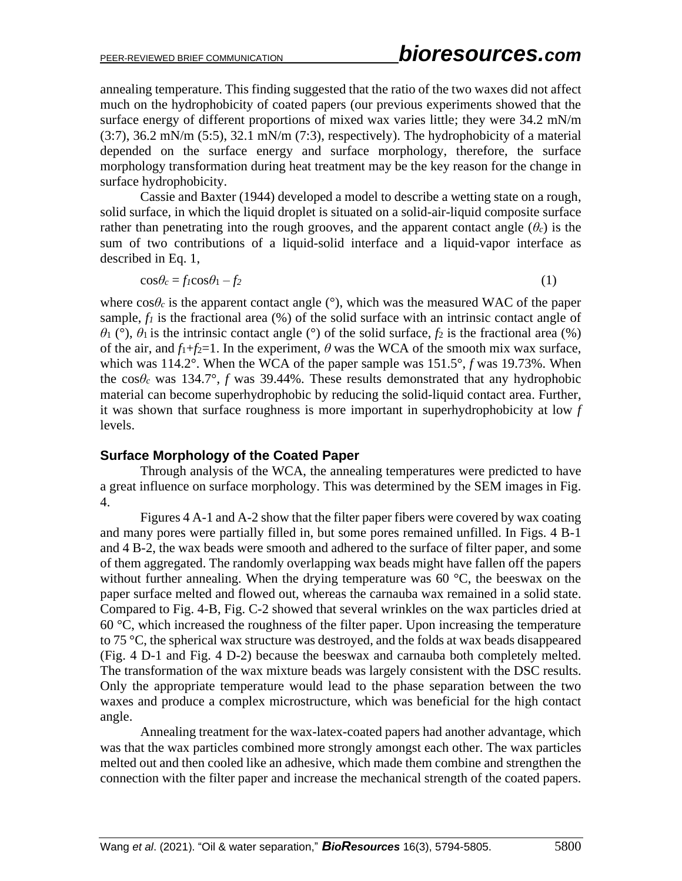annealing temperature. This finding suggested that the ratio of the two waxes did not affect much on the hydrophobicity of coated papers (our previous experiments showed that the surface energy of different proportions of mixed wax varies little; they were 34.2 mN/m (3:7), 36.2 mN/m (5:5), 32.1 mN/m (7:3), respectively). The hydrophobicity of a material depended on the surface energy and surface morphology, therefore, the surface morphology transformation during heat treatment may be the key reason for the change in surface hydrophobicity.

Cassie and Baxter (1944) developed a model to describe a wetting state on a rough, solid surface, in which the liquid droplet is situated on a solid-air-liquid composite surface rather than penetrating into the rough grooves, and the apparent contact angle ($\theta_c$) is the sum of two contributions of a liquid-solid interface and a liquid-vapor interface as described in Eq. 1,

$$\cos\theta_c = f_1\cos\theta_1 - f_2 \tag{1}$$

where $\cos\theta_c$ is the apparent contact angle (°), which was the measured WAC of the paper sample, $f_1$ is the fractional area (%) of the solid surface with an intrinsic contact angle of $\theta_1$ (°), $\theta_1$ is the intrinsic contact angle (°) of the solid surface, $f_2$ is the fractional area (%) of the air, and $f_1$+$f_2$=1. In the experiment, $\theta$ was the WCA of the smooth mix wax surface, which was 114.2°. When the WCA of the paper sample was 151.5°, $f$ was 19.73%. When the $\cos\theta_c$ was 134.7°, $f$ was 39.44%. These results demonstrated that any hydrophobic material can become superhydrophobic by reducing the solid-liquid contact area. Further, it was shown that surface roughness is more important in superhydrophobicity at low $f$ levels.

## Surface Morphology of the Coated Paper

Through analysis of the WCA, the annealing temperatures were predicted to have a great influence on surface morphology. This was determined by the SEM images in Fig. 4.

Figures 4 A-1 and A-2 show that the filter paper fibers were covered by wax coating and many pores were partially filled in, but some pores remained unfilled. In Figs. 4 B-1 and 4 B-2, the wax beads were smooth and adhered to the surface of filter paper, and some of them aggregated. The randomly overlapping wax beads might have fallen off the papers without further annealing. When the drying temperature was 60 °C, the beeswax on the paper surface melted and flowed out, whereas the carnauba wax remained in a solid state. Compared to Fig. 4-B, Fig. C-2 showed that several wrinkles on the wax particles dried at 60 °C, which increased the roughness of the filter paper. Upon increasing the temperature to 75 °C, the spherical wax structure was destroyed, and the folds at wax beads disappeared (Fig. 4 D-1 and Fig. 4 D-2) because the beeswax and carnauba both completely melted. The transformation of the wax mixture beads was largely consistent with the DSC results. Only the appropriate temperature would lead to the phase separation between the two waxes and produce a complex microstructure, which was beneficial for the high contact angle.

Annealing treatment for the wax-latex-coated papers had another advantage, which was that the wax particles combined more strongly amongst each other. The wax particles melted out and then cooled like an adhesive, which made them combine and strengthen the connection with the filter paper and increase the mechanical strength of the coated papers.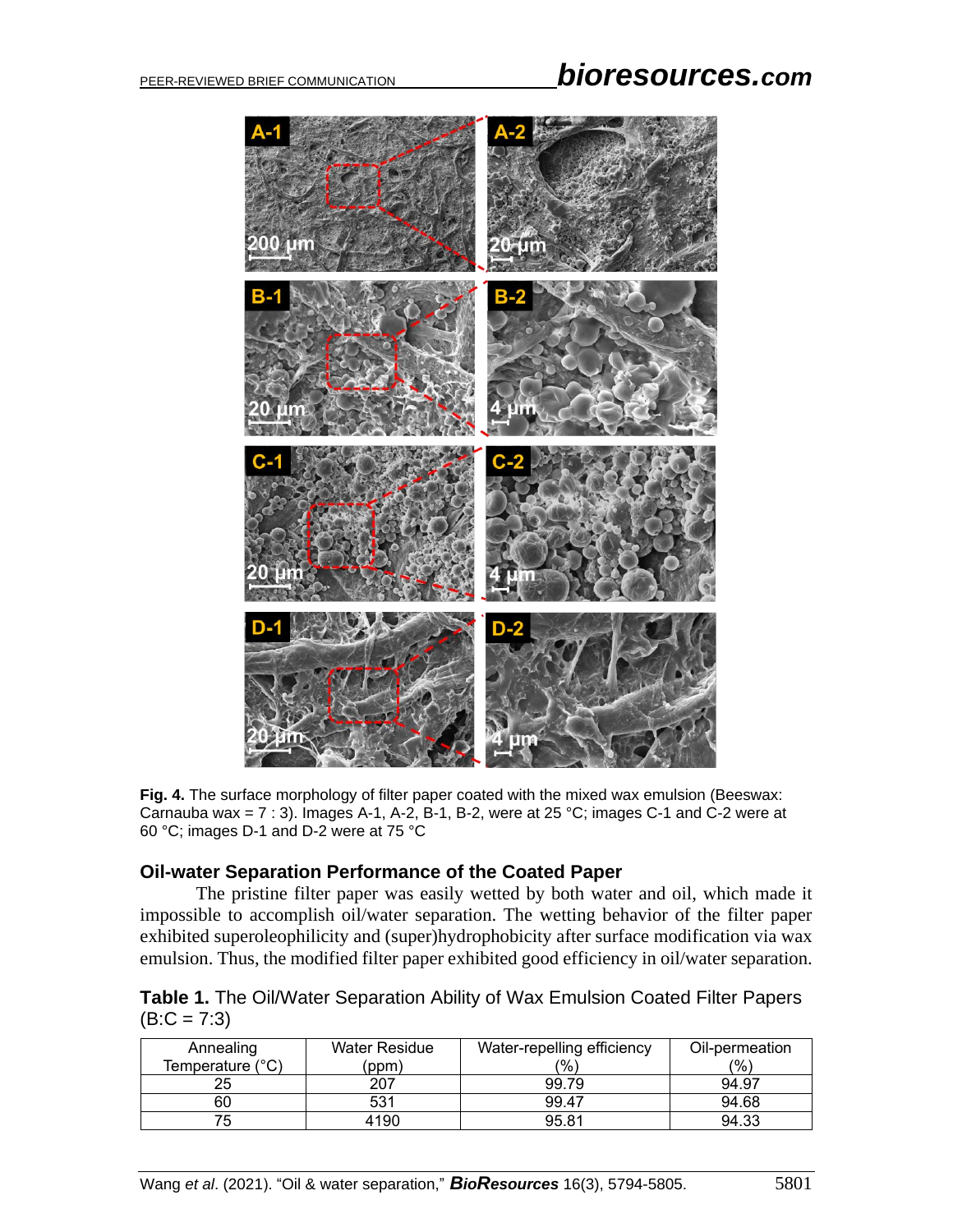**Fig. 4.** The surface morphology of filter paper coated with the mixed wax emulsion (Beeswax: Carnauba wax = 7 : 3). Images A-1, A-2, B-1, B-2, were at 25 °C; images C-1 and C-2 were at 60 °C; images D-1 and D-2 were at 75 °C

### Oil-water Separation Performance of the Coated Paper

The pristine filter paper was easily wetted by both water and oil, which made it impossible to accomplish oil/water separation. The wetting behavior of the filter paper exhibited superoleophilicity and (super)hydrophobicity after surface modification via wax emulsion. Thus, the modified filter paper exhibited good efficiency in oil/water separation.

**Table 1.** The Oil/Water Separation Ability of Wax Emulsion Coated Filter Papers (B:C = 7:3)

| Annealing Temperature (°C) | Water Residue (ppm) | Water-repelling efficiency (%) | Oil-permeation (%) |
|---|---|---|---|
| 25 | 207 | 99.79 | 94.97 |
| 60 | 531 | 99.47 | 94.68 |
| 75 | 4190 | 95.81 | 94.33 |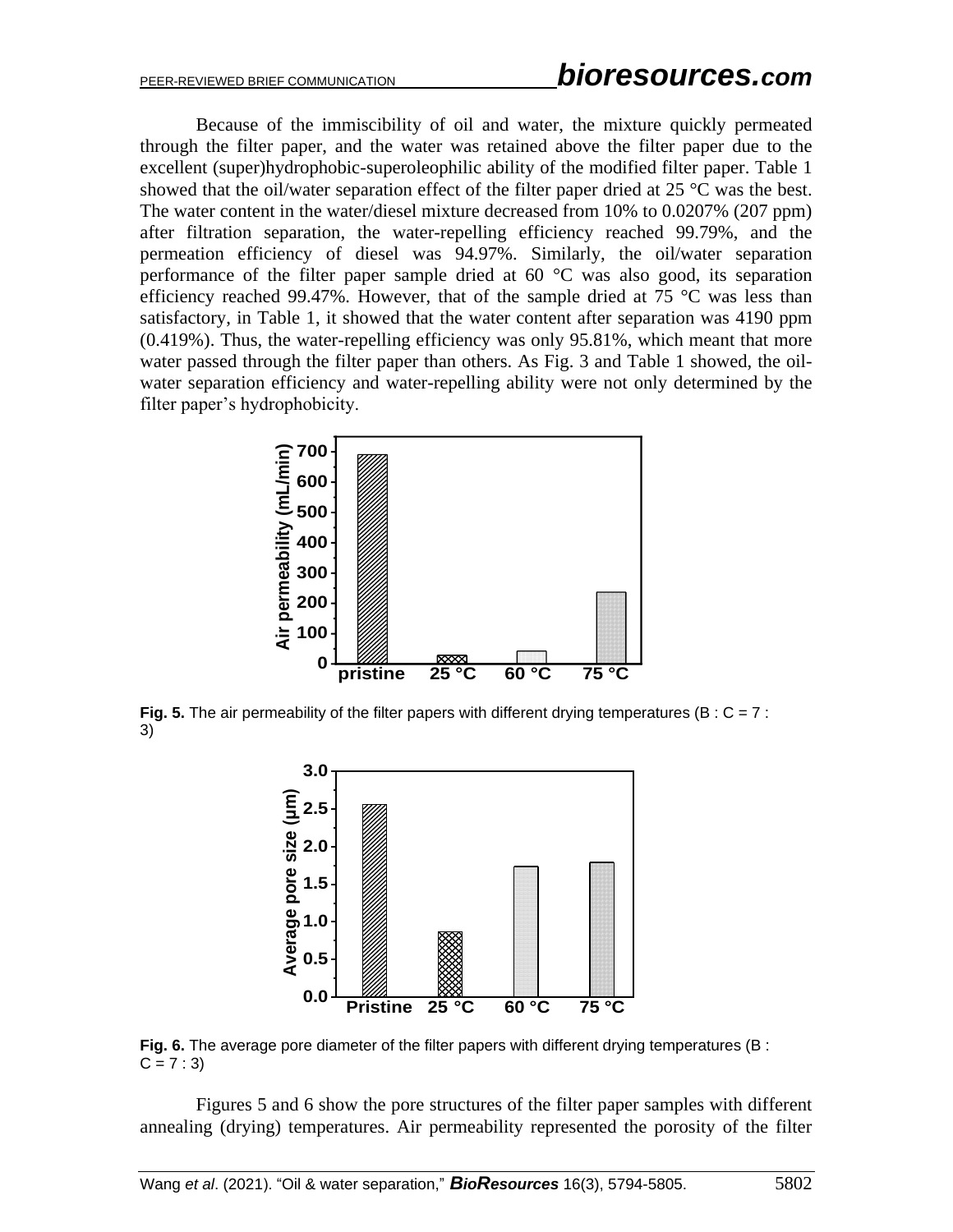Because of the immiscibility of oil and water, the mixture quickly permeated through the filter paper, and the water was retained above the filter paper due to the excellent (super)hydrophobic-superoleophilic ability of the modified filter paper. Table 1 showed that the oil/water separation effect of the filter paper dried at 25 °C was the best. The water content in the water/diesel mixture decreased from 10% to 0.0207% (207 ppm) after filtration separation, the water-repelling efficiency reached 99.79%, and the permeation efficiency of diesel was 94.97%. Similarly, the oil/water separation performance of the filter paper sample dried at 60 °C was also good, its separation efficiency reached 99.47%. However, that of the sample dried at 75 °C was less than satisfactory, in Table 1, it showed that the water content after separation was 4190 ppm (0.419%). Thus, the water-repelling efficiency was only 95.81%, which meant that more water passed through the filter paper than others. As Fig. 3 and Table 1 showed, the oil-water separation efficiency and water-repelling ability were not only determined by the filter paper's hydrophobicity.

**Fig. 5.** The air permeability of the filter papers with different drying temperatures (B : C = 7 : 3)

**Fig. 6.** The average pore diameter of the filter papers with different drying temperatures (B : C = 7 : 3)

Figures 5 and 6 show the pore structures of the filter paper samples with different annealing (drying) temperatures. Air permeability represented the porosity of the filter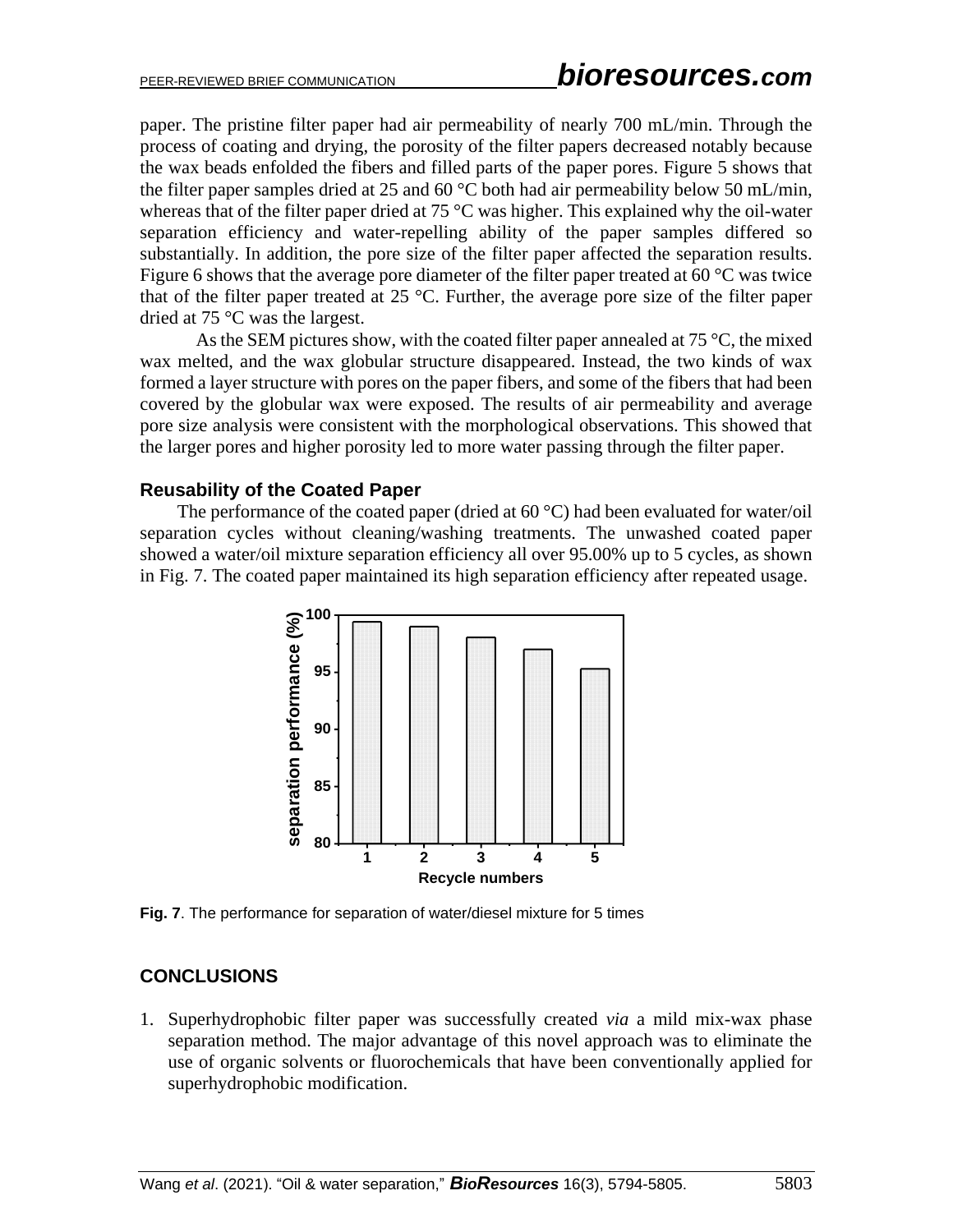paper. The pristine filter paper had air permeability of nearly 700 mL/min. Through the process of coating and drying, the porosity of the filter papers decreased notably because the wax beads enfolded the fibers and filled parts of the paper pores. Figure 5 shows that the filter paper samples dried at 25 and 60 °C both had air permeability below 50 mL/min, whereas that of the filter paper dried at 75 °C was higher. This explained why the oil-water separation efficiency and water-repelling ability of the paper samples differed so substantially. In addition, the pore size of the filter paper affected the separation results. Figure 6 shows that the average pore diameter of the filter paper treated at 60 °C was twice that of the filter paper treated at 25 °C. Further, the average pore size of the filter paper dried at 75 °C was the largest.

As the SEM pictures show, with the coated filter paper annealed at 75 °C, the mixed wax melted, and the wax globular structure disappeared. Instead, the two kinds of wax formed a layer structure with pores on the paper fibers, and some of the fibers that had been covered by the globular wax were exposed. The results of air permeability and average pore size analysis were consistent with the morphological observations. This showed that the larger pores and higher porosity led to more water passing through the filter paper.

### Reusability of the Coated Paper

The performance of the coated paper (dried at 60 °C) had been evaluated for water/oil separation cycles without cleaning/washing treatments. The unwashed coated paper showed a water/oil mixture separation efficiency all over 95.00% up to 5 cycles, as shown in Fig. 7. The coated paper maintained its high separation efficiency after repeated usage.

**Fig. 7**. The performance for separation of water/diesel mixture for 5 times

## CONCLUSIONS

1. Superhydrophobic filter paper was successfully created *via* a mild mix-wax phase separation method. The major advantage of this novel approach was to eliminate the use of organic solvents or fluorochemicals that have been conventionally applied for superhydrophobic modification.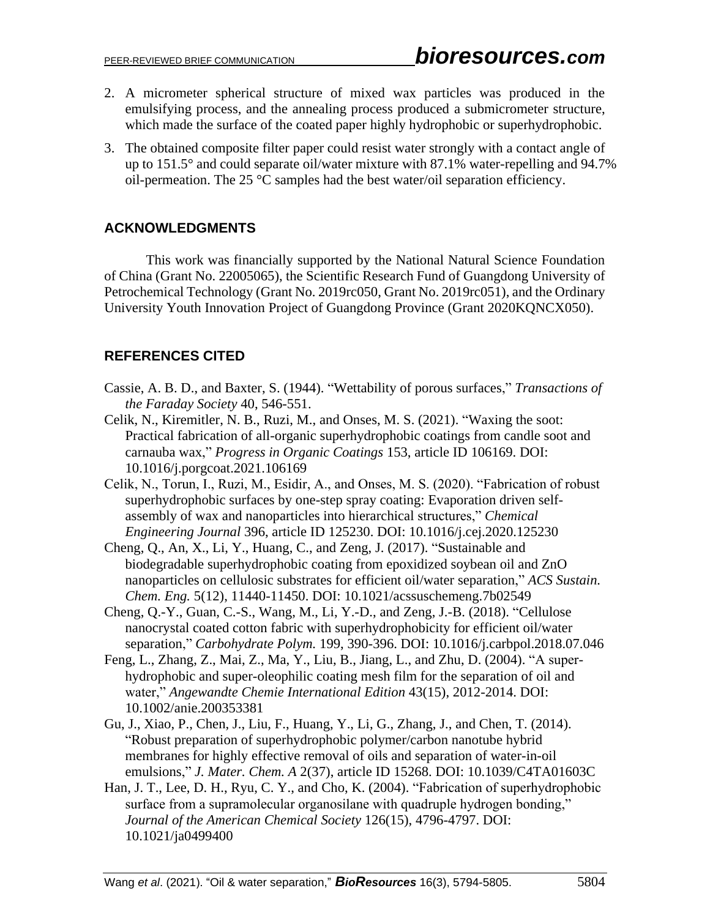2. A micrometer spherical structure of mixed wax particles was produced in the emulsifying process, and the annealing process produced a submicrometer structure, which made the surface of the coated paper highly hydrophobic or superhydrophobic.
3. The obtained composite filter paper could resist water strongly with a contact angle of up to 151.5° and could separate oil/water mixture with 87.1% water-repelling and 94.7% oil-permeation. The 25 °C samples had the best water/oil separation efficiency.

## ACKNOWLEDGMENTS

This work was financially supported by the National Natural Science Foundation of China (Grant No. 22005065), the Scientific Research Fund of Guangdong University of Petrochemical Technology (Grant No. 2019rc050, Grant No. 2019rc051), and the Ordinary University Youth Innovation Project of Guangdong Province (Grant 2020KQNCX050).

## REFERENCES CITED

Cassie, A. B. D., and Baxter, S. (1944). "Wettability of porous surfaces," *Transactions of the Faraday Society* 40, 546-551.

Celik, N., Kiremitler, N. B., Ruzi, M., and Onses, M. S. (2021). "Waxing the soot: Practical fabrication of all-organic superhydrophobic coatings from candle soot and carnauba wax," *Progress in Organic Coatings* 153, article ID 106169. DOI: 10.1016/j.porgcoat.2021.106169

Celik, N., Torun, I., Ruzi, M., Esidir, A., and Onses, M. S. (2020). "Fabrication of robust superhydrophobic surfaces by one-step spray coating: Evaporation driven self-assembly of wax and nanoparticles into hierarchical structures," *Chemical Engineering Journal* 396, article ID 125230. DOI: 10.1016/j.cej.2020.125230

Cheng, Q., An, X., Li, Y., Huang, C., and Zeng, J. (2017). "Sustainable and biodegradable superhydrophobic coating from epoxidized soybean oil and ZnO nanoparticles on cellulosic substrates for efficient oil/water separation," *ACS Sustain. Chem. Eng.* 5(12), 11440-11450. DOI: 10.1021/acssuschemeng.7b02549

Cheng, Q.-Y., Guan, C.-S., Wang, M., Li, Y.-D., and Zeng, J.-B. (2018). "Cellulose nanocrystal coated cotton fabric with superhydrophobicity for efficient oil/water separation," *Carbohydrate Polym.* 199, 390-396. DOI: 10.1016/j.carbpol.2018.07.046

Feng, L., Zhang, Z., Mai, Z., Ma, Y., Liu, B., Jiang, L., and Zhu, D. (2004). "A super-hydrophobic and super-oleophilic coating mesh film for the separation of oil and water," *Angewandte Chemie International Edition* 43(15), 2012-2014. DOI: 10.1002/anie.200353381

Gu, J., Xiao, P., Chen, J., Liu, F., Huang, Y., Li, G., Zhang, J., and Chen, T. (2014). "Robust preparation of superhydrophobic polymer/carbon nanotube hybrid membranes for highly effective removal of oils and separation of water-in-oil emulsions," *J. Mater. Chem. A* 2(37), article ID 15268. DOI: 10.1039/C4TA01603C

Han, J. T., Lee, D. H., Ryu, C. Y., and Cho, K. (2004). "Fabrication of superhydrophobic surface from a supramolecular organosilane with quadruple hydrogen bonding," *Journal of the American Chemical Society* 126(15), 4796-4797. DOI: 10.1021/ja0499400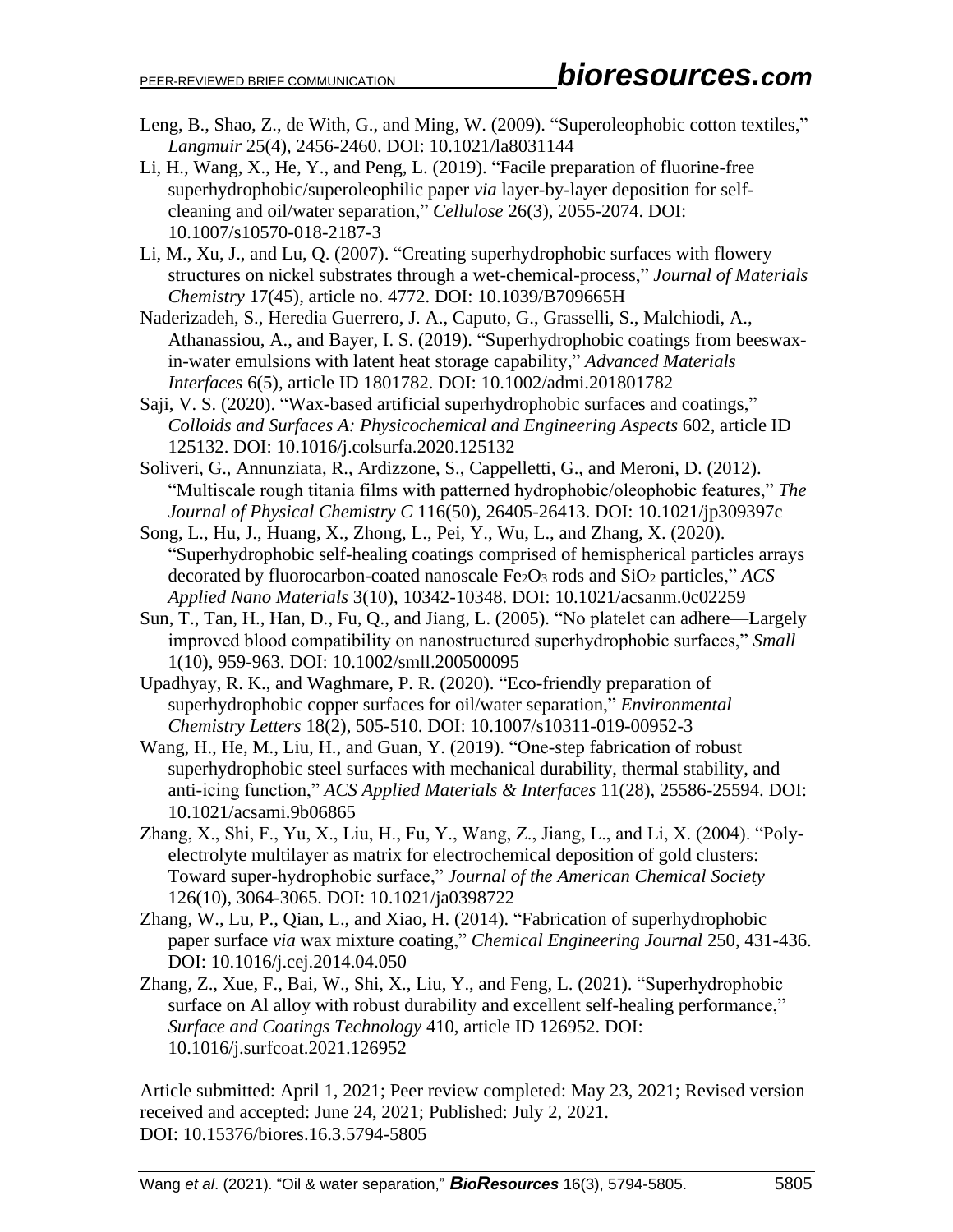Leng, B., Shao, Z., de With, G., and Ming, W. (2009). "Superoleophobic cotton textiles," *Langmuir* 25(4), 2456-2460. DOI: 10.1021/la8031144

Li, H., Wang, X., He, Y., and Peng, L. (2019). "Facile preparation of fluorine-free superhydrophobic/superoleophilic paper *via* layer-by-layer deposition for self-cleaning and oil/water separation," *Cellulose* 26(3), 2055-2074. DOI: 10.1007/s10570-018-2187-3

Li, M., Xu, J., and Lu, Q. (2007). "Creating superhydrophobic surfaces with flowery structures on nickel substrates through a wet-chemical-process," *Journal of Materials Chemistry* 17(45), article no. 4772. DOI: 10.1039/B709665H

Naderizadeh, S., Heredia Guerrero, J. A., Caputo, G., Grasselli, S., Malchiodi, A., Athanassiou, A., and Bayer, I. S. (2019). "Superhydrophobic coatings from beeswax-in-water emulsions with latent heat storage capability," *Advanced Materials Interfaces* 6(5), article ID 1801782. DOI: 10.1002/admi.201801782

Saji, V. S. (2020). "Wax-based artificial superhydrophobic surfaces and coatings," *Colloids and Surfaces A: Physicochemical and Engineering Aspects* 602, article ID 125132. DOI: 10.1016/j.colsurfa.2020.125132

Soliveri, G., Annunziata, R., Ardizzone, S., Cappelletti, G., and Meroni, D. (2012). "Multiscale rough titania films with patterned hydrophobic/oleophobic features," *The Journal of Physical Chemistry C* 116(50), 26405-26413. DOI: 10.1021/jp309397c

Song, L., Hu, J., Huang, X., Zhong, L., Pei, Y., Wu, L., and Zhang, X. (2020). "Superhydrophobic self-healing coatings comprised of hemispherical particles arrays decorated by fluorocarbon-coated nanoscale $Fe_2O_3$ rods and $SiO_2$ particles," *ACS Applied Nano Materials* 3(10), 10342-10348. DOI: 10.1021/acsanm.0c02259

Sun, T., Tan, H., Han, D., Fu, Q., and Jiang, L. (2005). "No platelet can adhere—Largely improved blood compatibility on nanostructured superhydrophobic surfaces," *Small* 1(10), 959-963. DOI: 10.1002/smll.200500095

Upadhyay, R. K., and Waghmare, P. R. (2020). "Eco-friendly preparation of superhydrophobic copper surfaces for oil/water separation," *Environmental Chemistry Letters* 18(2), 505-510. DOI: 10.1007/s10311-019-00952-3

Wang, H., He, M., Liu, H., and Guan, Y. (2019). "One-step fabrication of robust superhydrophobic steel surfaces with mechanical durability, thermal stability, and anti-icing function," *ACS Applied Materials & Interfaces* 11(28), 25586-25594. DOI: 10.1021/acsami.9b06865

Zhang, X., Shi, F., Yu, X., Liu, H., Fu, Y., Wang, Z., Jiang, L., and Li, X. (2004). "Polyelectrolyte multilayer as matrix for electrochemical deposition of gold clusters: Toward super-hydrophobic surface," *Journal of the American Chemical Society* 126(10), 3064-3065. DOI: 10.1021/ja0398722

Zhang, W., Lu, P., Qian, L., and Xiao, H. (2014). "Fabrication of superhydrophobic paper surface *via* wax mixture coating," *Chemical Engineering Journal* 250, 431-436. DOI: 10.1016/j.cej.2014.04.050

Zhang, Z., Xue, F., Bai, W., Shi, X., Liu, Y., and Feng, L. (2021). "Superhydrophobic surface on Al alloy with robust durability and excellent self-healing performance," *Surface and Coatings Technology* 410, article ID 126952. DOI: 10.1016/j.surfcoat.2021.126952

Article submitted: April 1, 2021; Peer review completed: May 23, 2021; Revised version received and accepted: June 24, 2021; Published: July 2, 2021.
DOI: 10.15376/biores.16.3.5794-5805